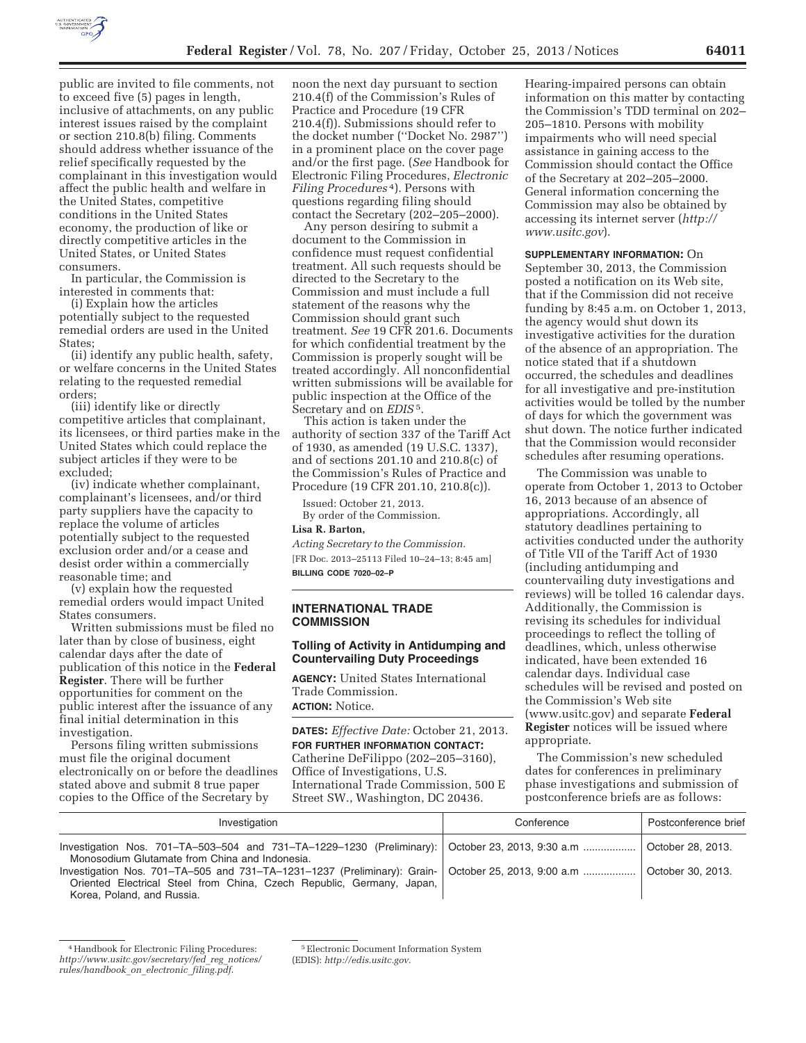public are invited to file comments, not to exceed five (5) pages in length, inclusive of attachments, on any public interest issues raised by the complaint or section 210.8(b) filing. Comments should address whether issuance of the relief specifically requested by the complainant in this investigation would affect the public health and welfare in the United States, competitive conditions in the United States economy, the production of like or directly competitive articles in the United States, or United States consumers.

In particular, the Commission is interested in comments that:

(i) Explain how the articles potentially subject to the requested remedial orders are used in the United States;

(ii) identify any public health, safety, or welfare concerns in the United States relating to the requested remedial orders;

(iii) identify like or directly competitive articles that complainant, its licensees, or third parties make in the United States which could replace the subject articles if they were to be excluded;

(iv) indicate whether complainant, complainant's licensees, and/or third party suppliers have the capacity to replace the volume of articles potentially subject to the requested exclusion order and/or a cease and desist order within a commercially reasonable time; and

(v) explain how the requested remedial orders would impact United States consumers.

Written submissions must be filed no later than by close of business, eight calendar days after the date of publication of this notice in the **Federal Register**. There will be further opportunities for comment on the public interest after the issuance of any final initial determination in this investigation.

Persons filing written submissions must file the original document electronically on or before the deadlines stated above and submit 8 true paper copies to the Office of the Secretary by noon the next day pursuant to section 210.4(f) of the Commission's Rules of Practice and Procedure (19 CFR 210.4(f)). Submissions should refer to the docket number (''Docket No. 2987'') in a prominent place on the cover page and/or the first page. (*See* Handbook for Electronic Filing Procedures, *Electronic Filing Procedures*[4]). Persons with questions regarding filing should contact the Secretary (202–205–2000).

Any person desiring to submit a document to the Commission in confidence must request confidential treatment. All such requests should be directed to the Secretary to the Commission and must include a full statement of the reasons why the Commission should grant such treatment. *See* 19 CFR 201.6. Documents for which confidential treatment by the Commission is properly sought will be treated accordingly. All nonconfidential written submissions will be available for public inspection at the Office of the Secretary and on *EDIS*[5].

This action is taken under the authority of section 337 of the Tariff Act of 1930, as amended (19 U.S.C. 1337), and of sections 201.10 and 210.8(c) of the Commission's Rules of Practice and Procedure (19 CFR 201.10, 210.8(c)).

Issued: October 21, 2013.

By order of the Commission.

**Lisa R. Barton,**

*Acting Secretary to the Commission.*

[FR Doc. 2013–25113 Filed 10–24–13; 8:45 am]

**BILLING CODE 7020–02–P**

## INTERNATIONAL TRADE COMMISSION

### Tolling of Activity in Antidumping and Countervailing Duty Proceedings

**AGENCY:** United States International Trade Commission.

**ACTION:** Notice.

**DATES:** *Effective Date:* October 21, 2013.

**FOR FURTHER INFORMATION CONTACT:** Catherine DeFilippo (202–205–3160), Office of Investigations, U.S. International Trade Commission, 500 E Street SW., Washington, DC 20436. Hearing-impaired persons can obtain information on this matter by contacting the Commission's TDD terminal on 202–205–1810. Persons with mobility impairments who will need special assistance in gaining access to the Commission should contact the Office of the Secretary at 202–205–2000. General information concerning the Commission may also be obtained by accessing its internet server (*http://www.usitc.gov*).

**SUPPLEMENTARY INFORMATION:** On September 30, 2013, the Commission posted a notification on its Web site, that if the Commission did not receive funding by 8:45 a.m. on October 1, 2013, the agency would shut down its investigative activities for the duration of the absence of an appropriation. The notice stated that if a shutdown occurred, the schedules and deadlines for all investigative and pre-institution activities would be tolled by the number of days for which the government was shut down. The notice further indicated that the Commission would reconsider schedules after resuming operations.

The Commission was unable to operate from October 1, 2013 to October 16, 2013 because of an absence of appropriations. Accordingly, all statutory deadlines pertaining to activities conducted under the authority of Title VII of the Tariff Act of 1930 (including antidumping and countervailing duty investigations and reviews) will be tolled 16 calendar days. Additionally, the Commission is revising its schedules for individual proceedings to reflect the tolling of deadlines, which, unless otherwise indicated, have been extended 16 calendar days. Individual case schedules will be revised and posted on the Commission's Web site (www.usitc.gov) and separate **Federal Register** notices will be issued where appropriate.

The Commission's new scheduled dates for conferences in preliminary phase investigations and submission of postconference briefs are as follows:

| Investigation | Conference | Postconference brief |
|---|---|---|
| Investigation Nos. 701–TA–503–504 and 731–TA–1229–1230 (Preliminary): Monosodium Glutamate from China and Indonesia. | October 23, 2013, 9:30 a.m | October 28, 2013. |
| Investigation Nos. 701–TA–505 and 731–TA–1231–1237 (Preliminary): Grain-Oriented Electrical Steel from China, Czech Republic, Germany, Japan, Korea, Poland, and Russia. | October 25, 2013, 9:00 a.m | October 30, 2013. |

[4] Handbook for Electronic Filing Procedures: *http://www.usitc.gov/secretary/fed_reg_notices/rules/handbook_on_electronic_filing.pdf*.

[5] Electronic Document Information System (EDIS): *http://edis.usitc.gov*.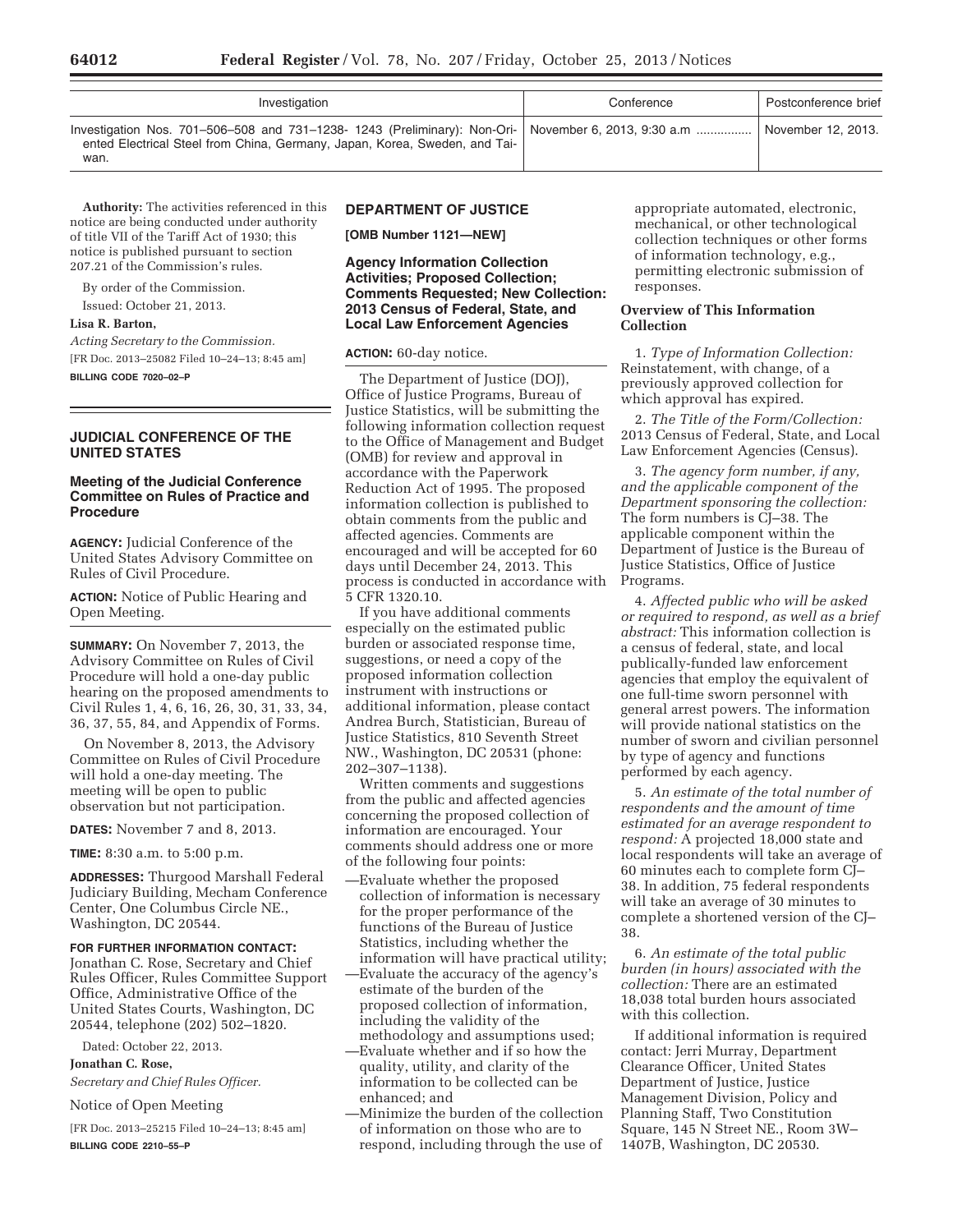| Investigation | Conference | Postconference brief |
| --- | --- | --- |
| Investigation Nos. 701–506–508 and 731–1238- 1243 (Preliminary): Non-Oriented Electrical Steel from China, Germany, Japan, Korea, Sweden, and Taiwan. | November 6, 2013, 9:30 a.m ................ | November 12, 2013. |

**Authority:** The activities referenced in this notice are being conducted under authority of title VII of the Tariff Act of 1930; this notice is published pursuant to section 207.21 of the Commission's rules.

By order of the Commission.

Issued: October 21, 2013.

**Lisa R. Barton,**

*Acting Secretary to the Commission.*

[FR Doc. 2013–25082 Filed 10–24–13; 8:45 am]

**BILLING CODE 7020–02–P**

## JUDICIAL CONFERENCE OF THE UNITED STATES

### Meeting of the Judicial Conference Committee on Rules of Practice and Procedure

**AGENCY:** Judicial Conference of the United States Advisory Committee on Rules of Civil Procedure.

**ACTION:** Notice of Public Hearing and Open Meeting.

**SUMMARY:** On November 7, 2013, the Advisory Committee on Rules of Civil Procedure will hold a one-day public hearing on the proposed amendments to Civil Rules 1, 4, 6, 16, 26, 30, 31, 33, 34, 36, 37, 55, 84, and Appendix of Forms.

On November 8, 2013, the Advisory Committee on Rules of Civil Procedure will hold a one-day meeting. The meeting will be open to public observation but not participation.

**DATES:** November 7 and 8, 2013.

**TIME:** 8:30 a.m. to 5:00 p.m.

**ADDRESSES:** Thurgood Marshall Federal Judiciary Building, Mecham Conference Center, One Columbus Circle NE., Washington, DC 20544.

**FOR FURTHER INFORMATION CONTACT:** Jonathan C. Rose, Secretary and Chief Rules Officer, Rules Committee Support Office, Administrative Office of the United States Courts, Washington, DC 20544, telephone (202) 502–1820.

Dated: October 22, 2013.

**Jonathan C. Rose,**

*Secretary and Chief Rules Officer.*

Notice of Open Meeting

[FR Doc. 2013–25215 Filed 10–24–13; 8:45 am]

**BILLING CODE 2210–55–P**

## DEPARTMENT OF JUSTICE

**[OMB Number 1121—NEW]**

### Agency Information Collection Activities; Proposed Collection; Comments Requested; New Collection: 2013 Census of Federal, State, and Local Law Enforcement Agencies

**ACTION:** 60-day notice.

The Department of Justice (DOJ), Office of Justice Programs, Bureau of Justice Statistics, will be submitting the following information collection request to the Office of Management and Budget (OMB) for review and approval in accordance with the Paperwork Reduction Act of 1995. The proposed information collection is published to obtain comments from the public and affected agencies. Comments are encouraged and will be accepted for 60 days until December 24, 2013. This process is conducted in accordance with 5 CFR 1320.10.

If you have additional comments especially on the estimated public burden or associated response time, suggestions, or need a copy of the proposed information collection instrument with instructions or additional information, please contact Andrea Burch, Statistician, Bureau of Justice Statistics, 810 Seventh Street NW., Washington, DC 20531 (phone: 202–307–1138).

Written comments and suggestions from the public and affected agencies concerning the proposed collection of information are encouraged. Your comments should address one or more of the following four points:

—Evaluate whether the proposed collection of information is necessary for the proper performance of the functions of the Bureau of Justice Statistics, including whether the information will have practical utility;

—Evaluate the accuracy of the agency's estimate of the burden of the proposed collection of information, including the validity of the methodology and assumptions used;

—Evaluate whether and if so how the quality, utility, and clarity of the information to be collected can be enhanced; and

—Minimize the burden of the collection of information on those who are to respond, including through the use of appropriate automated, electronic, mechanical, or other technological collection techniques or other forms of information technology, e.g., permitting electronic submission of responses.

**Overview of This Information Collection**

1. *Type of Information Collection:* Reinstatement, with change, of a previously approved collection for which approval has expired.

2. *The Title of the Form/Collection:* 2013 Census of Federal, State, and Local Law Enforcement Agencies (Census).

3. *The agency form number, if any, and the applicable component of the Department sponsoring the collection:* The form numbers is CJ–38. The applicable component within the Department of Justice is the Bureau of Justice Statistics, Office of Justice Programs.

4. *Affected public who will be asked or required to respond, as well as a brief abstract:* This information collection is a census of federal, state, and local publically-funded law enforcement agencies that employ the equivalent of one full-time sworn personnel with general arrest powers. The information will provide national statistics on the number of sworn and civilian personnel by type of agency and functions performed by each agency.

5. *An estimate of the total number of respondents and the amount of time estimated for an average respondent to respond:* A projected 18,000 state and local respondents will take an average of 60 minutes each to complete form CJ–38. In addition, 75 federal respondents will take an average of 30 minutes to complete a shortened version of the CJ–38.

6. *An estimate of the total public burden (in hours) associated with the collection:* There are an estimated 18,038 total burden hours associated with this collection.

If additional information is required contact: Jerri Murray, Department Clearance Officer, United States Department of Justice, Justice Management Division, Policy and Planning Staff, Two Constitution Square, 145 N Street NE., Room 3W–1407B, Washington, DC 20530.